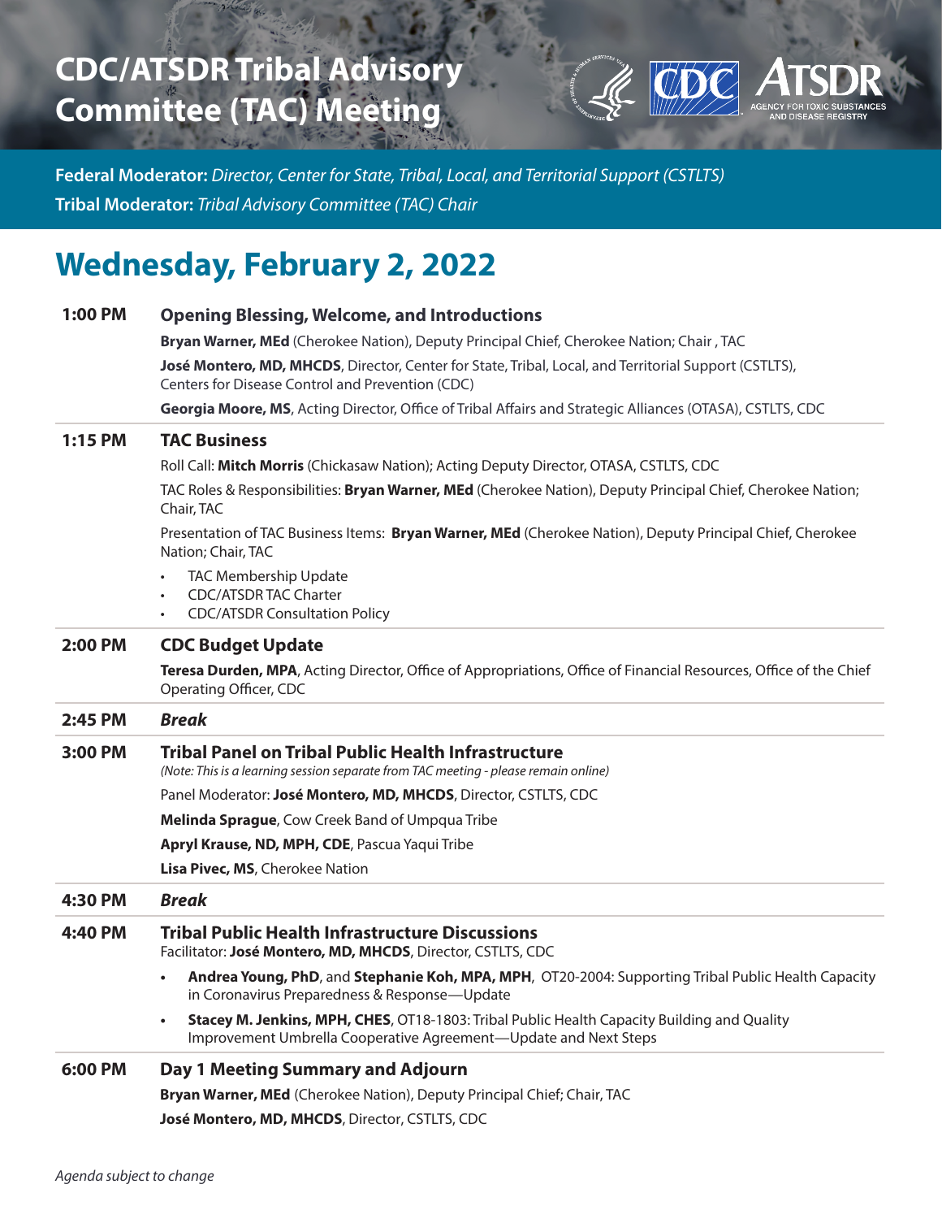# CDC/ATSDR Tribal Advisory Committee (TAC) Meeting

**Federal Moderator:** *Director, Center for State, Tribal, Local, and Territorial Support (CSTLTS)*

**Tribal Moderator:** *Tribal Advisory Committee (TAC) Chair*

## Wednesday, February 2, 2022

| | |
|---|---|
| **1:00 PM** | **Opening Blessing, Welcome, and Introductions**<br>**Bryan Warner, MEd** (Cherokee Nation), Deputy Principal Chief, Cherokee Nation; Chair , TAC<br>**José Montero, MD, MHCDS**, Director, Center for State, Tribal, Local, and Territorial Support (CSTLTS), Centers for Disease Control and Prevention (CDC)<br>**Georgia Moore, MS**, Acting Director, Office of Tribal Affairs and Strategic Alliances (OTASA), CSTLTS, CDC |
| **1:15 PM** | **TAC Business**<br>Roll Call: **Mitch Morris** (Chickasaw Nation); Acting Deputy Director, OTASA, CSTLTS, CDC<br>TAC Roles & Responsibilities: **Bryan Warner, MEd** (Cherokee Nation), Deputy Principal Chief, Cherokee Nation; Chair, TAC<br>Presentation of TAC Business Items: **Bryan Warner, MEd** (Cherokee Nation), Deputy Principal Chief, Cherokee Nation; Chair, TAC<br>• TAC Membership Update<br>• CDC/ATSDR TAC Charter<br>• CDC/ATSDR Consultation Policy |
| **2:00 PM** | **CDC Budget Update**<br>**Teresa Durden, MPA**, Acting Director, Office of Appropriations, Office of Financial Resources, Office of the Chief Operating Officer, CDC |
| **2:45 PM** | ***Break*** |
| **3:00 PM** | **Tribal Panel on Tribal Public Health Infrastructure**<br>*(Note: This is a learning session separate from TAC meeting - please remain online)*<br>Panel Moderator: **José Montero, MD, MHCDS**, Director, CSTLTS, CDC<br>**Melinda Sprague**, Cow Creek Band of Umpqua Tribe<br>**Apryl Krause, ND, MPH, CDE**, Pascua Yaqui Tribe<br>**Lisa Pivec, MS**, Cherokee Nation |
| **4:30 PM** | ***Break*** |
| **4:40 PM** | **Tribal Public Health Infrastructure Discussions**<br>Facilitator: **José Montero, MD, MHCDS**, Director, CSTLTS, CDC<br>• **Andrea Young, PhD**, and **Stephanie Koh, MPA, MPH**, OT20-2004: Supporting Tribal Public Health Capacity in Coronavirus Preparedness & Response—Update<br>• **Stacey M. Jenkins, MPH, CHES**, OT18-1803: Tribal Public Health Capacity Building and Quality Improvement Umbrella Cooperative Agreement—Update and Next Steps |
| **6:00 PM** | **Day 1 Meeting Summary and Adjourn**<br>**Bryan Warner, MEd** (Cherokee Nation), Deputy Principal Chief; Chair, TAC<br>**José Montero, MD, MHCDS**, Director, CSTLTS, CDC |

*Agenda subject to change*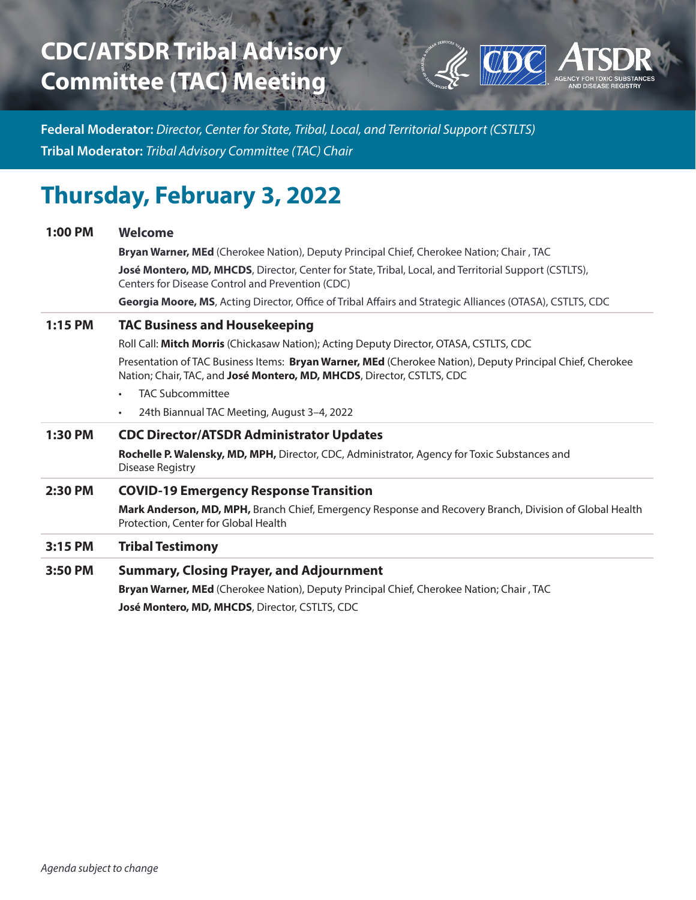# CDC/ATSDR Tribal Advisory Committee (TAC) Meeting

**Federal Moderator:** *Director, Center for State, Tribal, Local, and Territorial Support (CSTLTS)*
**Tribal Moderator:** *Tribal Advisory Committee (TAC) Chair*

## Thursday, February 3, 2022

**1:00 PM — Welcome**

**Bryan Warner, MEd** (Cherokee Nation), Deputy Principal Chief, Cherokee Nation; Chair , TAC

**José Montero, MD, MHCDS**, Director, Center for State, Tribal, Local, and Territorial Support (CSTLTS), Centers for Disease Control and Prevention (CDC)

**Georgia Moore, MS**, Acting Director, Office of Tribal Affairs and Strategic Alliances (OTASA), CSTLTS, CDC

**1:15 PM — TAC Business and Housekeeping**

Roll Call: **Mitch Morris** (Chickasaw Nation); Acting Deputy Director, OTASA, CSTLTS, CDC

Presentation of TAC Business Items: **Bryan Warner, MEd** (Cherokee Nation), Deputy Principal Chief, Cherokee Nation; Chair, TAC, and **José Montero, MD, MHCDS**, Director, CSTLTS, CDC

- TAC Subcommittee
- 24th Biannual TAC Meeting, August 3–4, 2022

**1:30 PM — CDC Director/ATSDR Administrator Updates**

**Rochelle P. Walensky, MD, MPH,** Director, CDC, Administrator, Agency for Toxic Substances and Disease Registry

**2:30 PM — COVID-19 Emergency Response Transition**

**Mark Anderson, MD, MPH,** Branch Chief, Emergency Response and Recovery Branch, Division of Global Health Protection, Center for Global Health

**3:15 PM — Tribal Testimony**

**3:50 PM — Summary, Closing Prayer, and Adjournment**

**Bryan Warner, MEd** (Cherokee Nation), Deputy Principal Chief, Cherokee Nation; Chair , TAC

**José Montero, MD, MHCDS**, Director, CSTLTS, CDC

*Agenda subject to change*